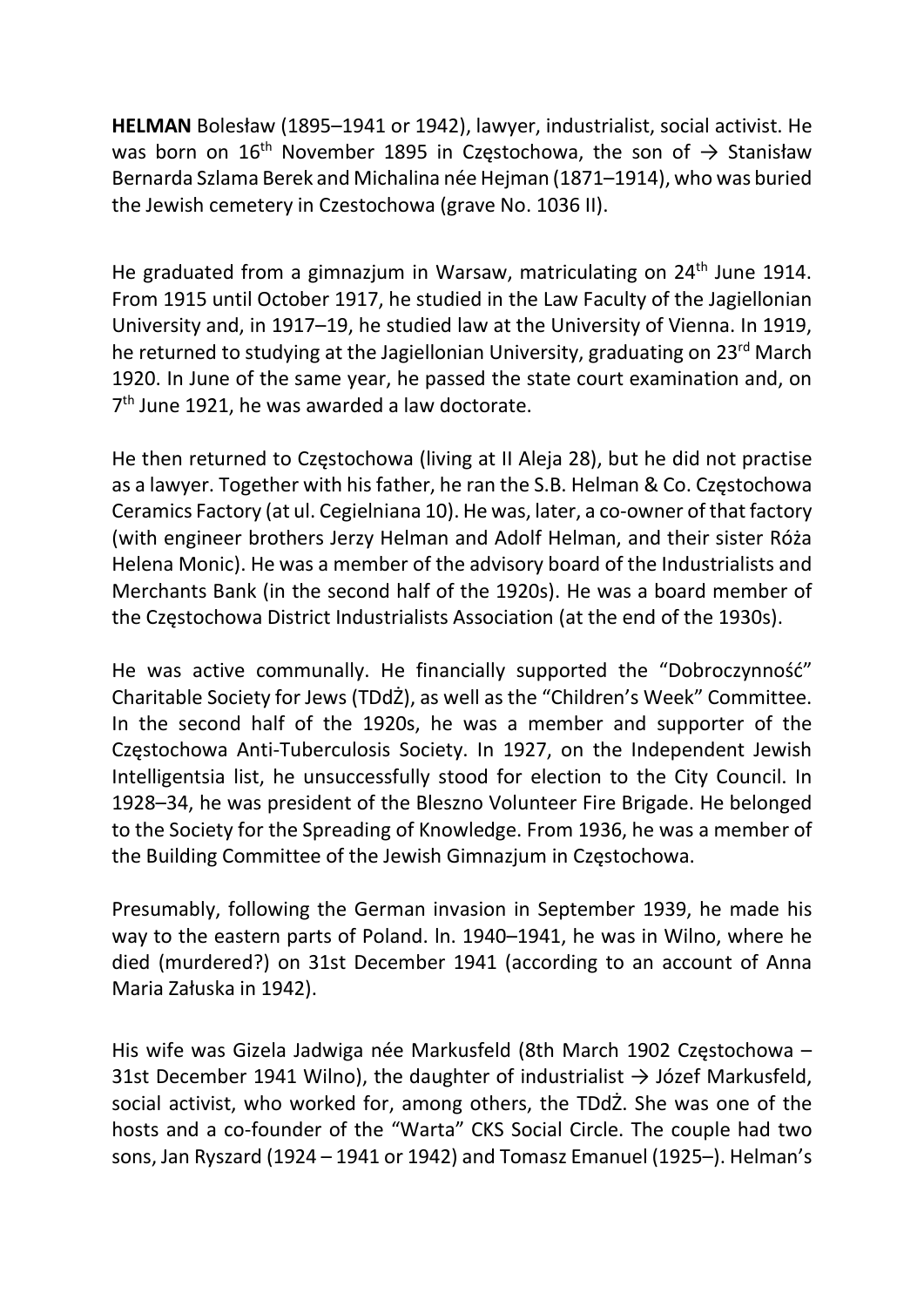**HELMAN** Bolesław (1895–1941 or 1942), lawyer, industrialist, social activist. He was born on 16th November 1895 in Częstochowa, the son of → Stanisław Bernarda Szlama Berek and Michalina née Hejman (1871–1914), who was buried the Jewish cemetery in Czestochowa (grave No. 1036 II).

He graduated from a gimnazjum in Warsaw, matriculating on 24th June 1914. From 1915 until October 1917, he studied in the Law Faculty of the Jagiellonian University and, in 1917–19, he studied law at the University of Vienna. In 1919, he returned to studying at the Jagiellonian University, graduating on 23rd March 1920. In June of the same year, he passed the state court examination and, on 7th June 1921, he was awarded a law doctorate.

He then returned to Częstochowa (living at II Aleja 28), but he did not practise as a lawyer. Together with his father, he ran the S.B. Helman & Co. Częstochowa Ceramics Factory (at ul. Cegielniana 10). He was, later, a co-owner of that factory (with engineer brothers Jerzy Helman and Adolf Helman, and their sister Róża Helena Monic). He was a member of the advisory board of the Industrialists and Merchants Bank (in the second half of the 1920s). He was a board member of the Częstochowa District Industrialists Association (at the end of the 1930s).

He was active communally. He financially supported the "Dobroczynność" Charitable Society for Jews (TDdŻ), as well as the "Children's Week" Committee. In the second half of the 1920s, he was a member and supporter of the Częstochowa Anti-Tuberculosis Society. In 1927, on the Independent Jewish Intelligentsia list, he unsuccessfully stood for election to the City Council. In 1928–34, he was president of the Bleszno Volunteer Fire Brigade. He belonged to the Society for the Spreading of Knowledge. From 1936, he was a member of the Building Committee of the Jewish Gimnazjum in Częstochowa.

Presumably, following the German invasion in September 1939, he made his way to the eastern parts of Poland. In. 1940–1941, he was in Wilno, where he died (murdered?) on 31st December 1941 (according to an account of Anna Maria Załuska in 1942).

His wife was Gizela Jadwiga née Markusfeld (8th March 1902 Częstochowa – 31st December 1941 Wilno), the daughter of industrialist → Józef Markusfeld, social activist, who worked for, among others, the TDdŻ. She was one of the hosts and a co-founder of the "Warta" CKS Social Circle. The couple had two sons, Jan Ryszard (1924 – 1941 or 1942) and Tomasz Emanuel (1925–). Helman's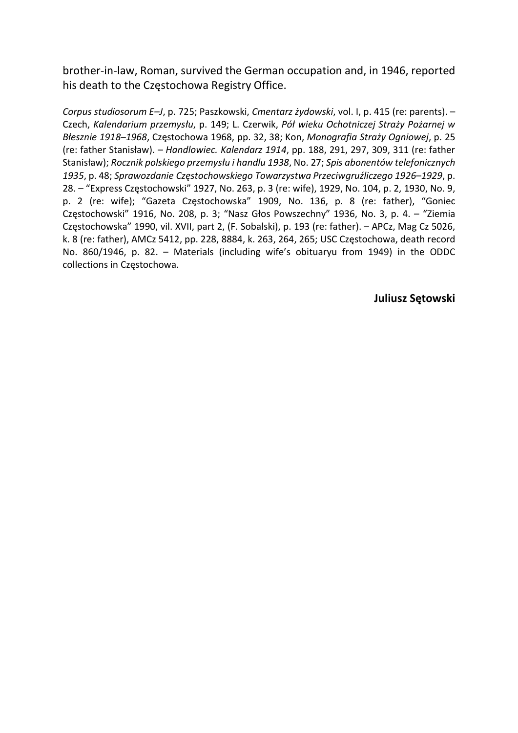brother-in-law, Roman, survived the German occupation and, in 1946, reported his death to the Częstochowa Registry Office.

*Corpus studiosorum E–J*, p. 725; Paszkowski, *Cmentarz żydowski*, vol. I, p. 415 (re: parents). – Czech, *Kalendarium przemysłu*, p. 149; L. Czerwik, *Pół wieku Ochotniczej Straży Pożarnej w Błesznie 1918–1968*, Częstochowa 1968, pp. 32, 38; Kon, *Monografia Straży Ogniowej*, p. 25 (re: father Stanisław). – *Handlowiec. Kalendarz 1914*, pp. 188, 291, 297, 309, 311 (re: father Stanisław); *Rocznik polskiego przemysłu i handlu 1938*, No. 27; *Spis abonentów telefonicznych 1935*, p. 48; *Sprawozdanie Częstochowskiego Towarzystwa Przeciwgruźliczego 1926–1929*, p. 28. – "Express Częstochowski" 1927, No. 263, p. 3 (re: wife), 1929, No. 104, p. 2, 1930, No. 9, p. 2 (re: wife); "Gazeta Częstochowska" 1909, No. 136, p. 8 (re: father), "Goniec Częstochowski" 1916, No. 208, p. 3; "Nasz Głos Powszechny" 1936, No. 3, p. 4. – "Ziemia Częstochowska" 1990, vil. XVII, part 2, (F. Sobalski), p. 193 (re: father). – APCz, Mag Cz 5026, k. 8 (re: father), AMCz 5412, pp. 228, 8884, k. 263, 264, 265; USC Częstochowa, death record No. 860/1946, p. 82. – Materials (including wife's obituaryu from 1949) in the ODDC collections in Częstochowa.

**Juliusz Sętowski**